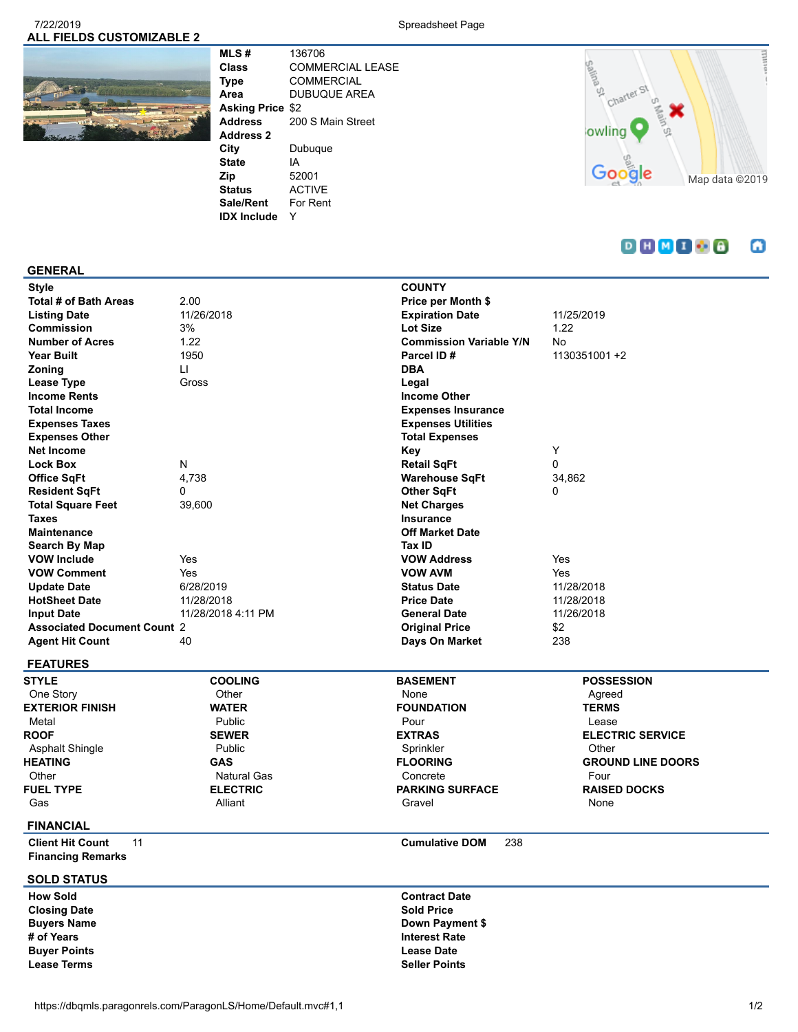7/22/2019

Spreadsheet Page

**ALL FIELDS CUSTOMIZABLE 2**

| | |
|---|---|
| **MLS #** | 136706 |
| **Class** | COMMERCIAL LEASE |
| **Type** | COMMERCIAL |
| **Area** | DUBUQUE AREA |
| **Asking Price** | $2 |
| **Address** | 200 S Main Street |
| **Address 2** | |
| **City** | Dubuque |
| **State** | IA |
| **Zip** | 52001 |
| **Status** | ACTIVE |
| **Sale/Rent** | For Rent |
| **IDX Include** | Y |

## GENERAL

| | | | |
|---|---|---|---|
| **Style** | | **COUNTY** | |
| **Total # of Bath Areas** | 2.00 | **Price per Month $** | |
| **Listing Date** | 11/26/2018 | **Expiration Date** | 11/25/2019 |
| **Commission** | 3% | **Lot Size** | 1.22 |
| **Number of Acres** | 1.22 | **Commission Variable Y/N** | No |
| **Year Built** | 1950 | **Parcel ID #** | 1130351001 +2 |
| **Zoning** | LI | **DBA** | |
| **Lease Type** | Gross | **Legal** | |
| **Income Rents** | | **Income Other** | |
| **Total Income** | | **Expenses Insurance** | |
| **Expenses Taxes** | | **Expenses Utilities** | |
| **Expenses Other** | | **Total Expenses** | |
| **Net Income** | | **Key** | Y |
| **Lock Box** | N | **Retail SqFt** | 0 |
| **Office SqFt** | 4,738 | **Warehouse SqFt** | 34,862 |
| **Resident SqFt** | 0 | **Other SqFt** | 0 |
| **Total Square Feet** | 39,600 | **Net Charges** | |
| **Taxes** | | **Insurance** | |
| **Maintenance** | | **Off Market Date** | |
| **Search By Map** | | **Tax ID** | |
| **VOW Include** | Yes | **VOW Address** | Yes |
| **VOW Comment** | Yes | **VOW AVM** | Yes |
| **Update Date** | 6/28/2019 | **Status Date** | 11/28/2018 |
| **HotSheet Date** | 11/28/2018 | **Price Date** | 11/28/2018 |
| **Input Date** | 11/28/2018 4:11 PM | **General Date** | 11/26/2018 |
| **Associated Document Count** | 2 | **Original Price** | $2 |
| **Agent Hit Count** | 40 | **Days On Market** | 238 |

## FEATURES

**STYLE**
One Story

**EXTERIOR FINISH**
Metal

**ROOF**
Asphalt Shingle

**HEATING**
Other

**FUEL TYPE**
Gas

**COOLING**
Other

**WATER**
Public

**SEWER**
Public

**GAS**
Natural Gas

**ELECTRIC**
Alliant

**BASEMENT**
None

**FOUNDATION**
Pour

**EXTRAS**
Sprinkler

**FLOORING**
Concrete

**PARKING SURFACE**
Gravel

**POSSESSION**
Agreed

**TERMS**
Lease

**ELECTRIC SERVICE**
Other

**GROUND LINE DOORS**
Four

**RAISED DOCKS**
None

## FINANCIAL

| | | | |
|---|---|---|---|
| **Client Hit Count** | 11 | **Cumulative DOM** | 238 |
| **Financing Remarks** | | | |

## SOLD STATUS

| | | | |
|---|---|---|---|
| **How Sold** | | **Contract Date** | |
| **Closing Date** | | **Sold Price** | |
| **Buyers Name** | | **Down Payment $** | |
| **# of Years** | | **Interest Rate** | |
| **Buyer Points** | | **Lease Date** | |
| **Lease Terms** | | **Seller Points** | |

https://dbqmls.paragonrels.com/ParagonLS/Home/Default.mvc#1,1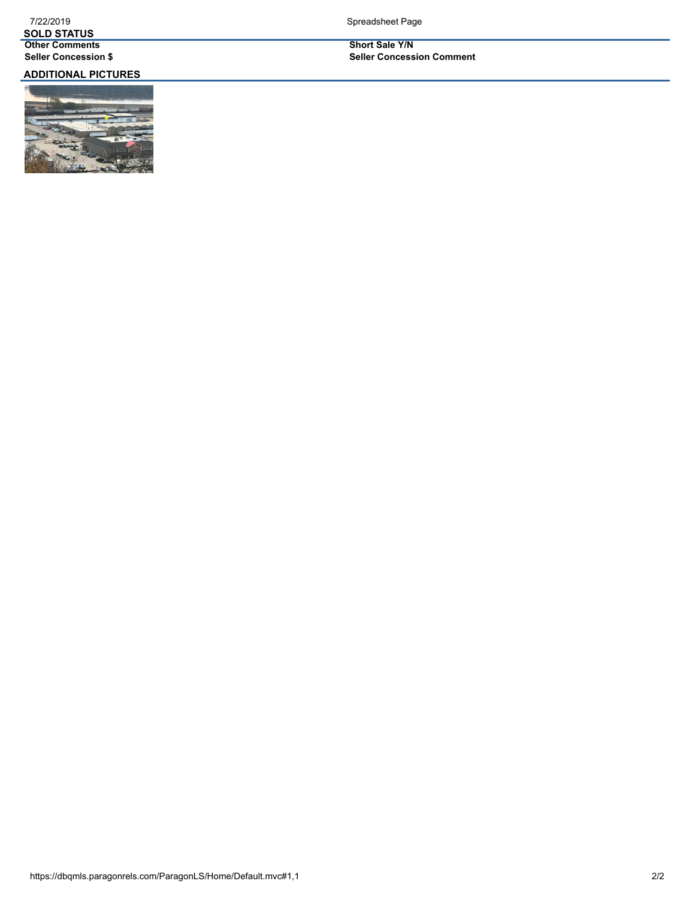## SOLD STATUS

**Other Comments**

**Short Sale Y/N**

**Seller Concession $**

**Seller Concession Comment**

## ADDITIONAL PICTURES